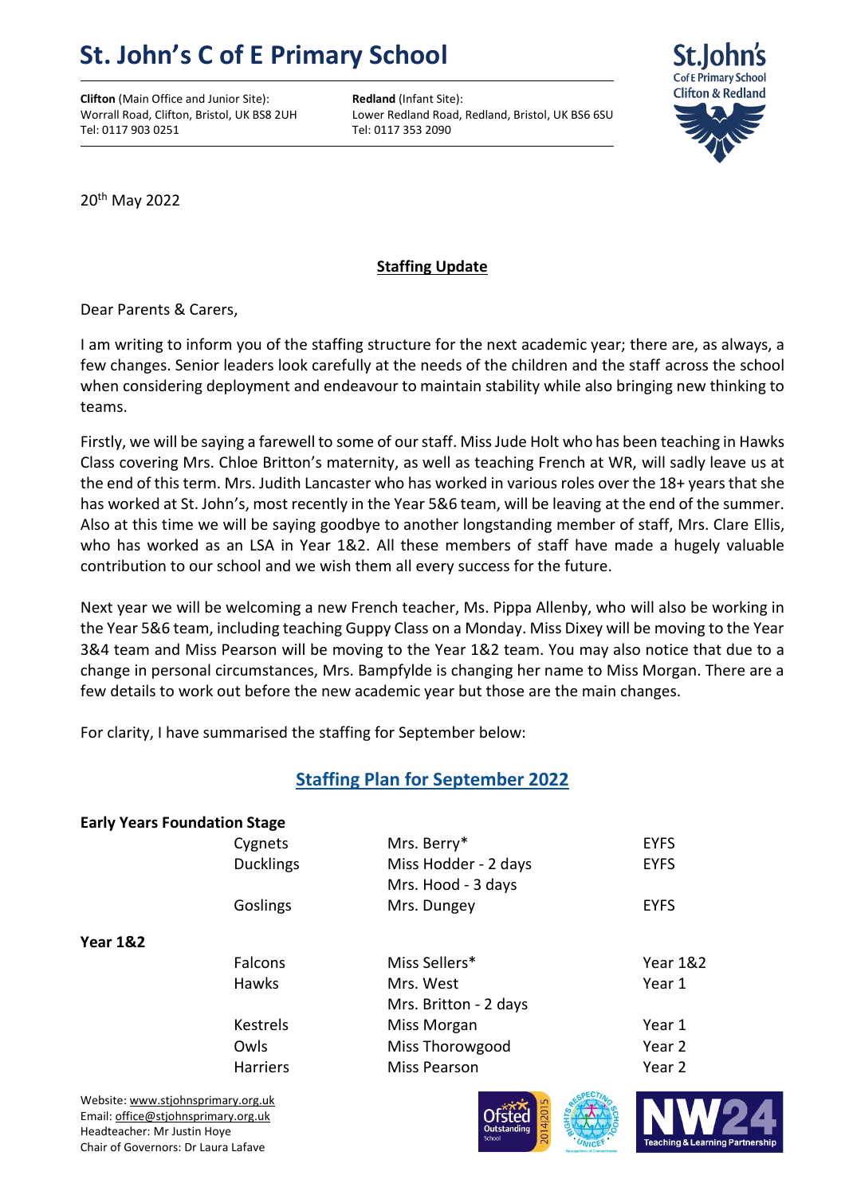# St. John's C of E Primary School

**Clifton** (Main Office and Junior Site):
Worrall Road, Clifton, Bristol, UK BS8 2UH
Tel: 0117 903 0251

**Redland** (Infant Site):
Lower Redland Road, Redland, Bristol, UK BS6 6SU
Tel: 0117 353 2090

20th May 2022

**Staffing Update**

Dear Parents & Carers,

I am writing to inform you of the staffing structure for the next academic year; there are, as always, a few changes. Senior leaders look carefully at the needs of the children and the staff across the school when considering deployment and endeavour to maintain stability while also bringing new thinking to teams.

Firstly, we will be saying a farewell to some of our staff. Miss Jude Holt who has been teaching in Hawks Class covering Mrs. Chloe Britton's maternity, as well as teaching French at WR, will sadly leave us at the end of this term. Mrs. Judith Lancaster who has worked in various roles over the 18+ years that she has worked at St. John's, most recently in the Year 5&6 team, will be leaving at the end of the summer. Also at this time we will be saying goodbye to another longstanding member of staff, Mrs. Clare Ellis, who has worked as an LSA in Year 1&2. All these members of staff have made a hugely valuable contribution to our school and we wish them all every success for the future.

Next year we will be welcoming a new French teacher, Ms. Pippa Allenby, who will also be working in the Year 5&6 team, including teaching Guppy Class on a Monday. Miss Dixey will be moving to the Year 3&4 team and Miss Pearson will be moving to the Year 1&2 team. You may also notice that due to a change in personal circumstances, Mrs. Bampfylde is changing her name to Miss Morgan. There are a few details to work out before the new academic year but those are the main changes.

For clarity, I have summarised the staffing for September below:

## Staffing Plan for September 2022

| | Class | Staff | Year |
|---|---|---|---|
| **Early Years Foundation Stage** | | | |
| | Cygnets | Mrs. Berry* | EYFS |
| | Ducklings | Miss Hodder - 2 days<br>Mrs. Hood - 3 days | EYFS |
| | Goslings | Mrs. Dungey | EYFS |
| **Year 1&2** | | | |
| | Falcons | Miss Sellers* | Year 1&2 |
| | Hawks | Mrs. West<br>Mrs. Britton - 2 days | Year 1 |
| | Kestrels | Miss Morgan | Year 1 |
| | Owls | Miss Thorowgood | Year 2 |
| | Harriers | Miss Pearson | Year 2 |

Website: www.stjohnsprimary.org.uk
Email: office@stjohnsprimary.org.uk
Headteacher: Mr Justin Hoye
Chair of Governors: Dr Laura Lafave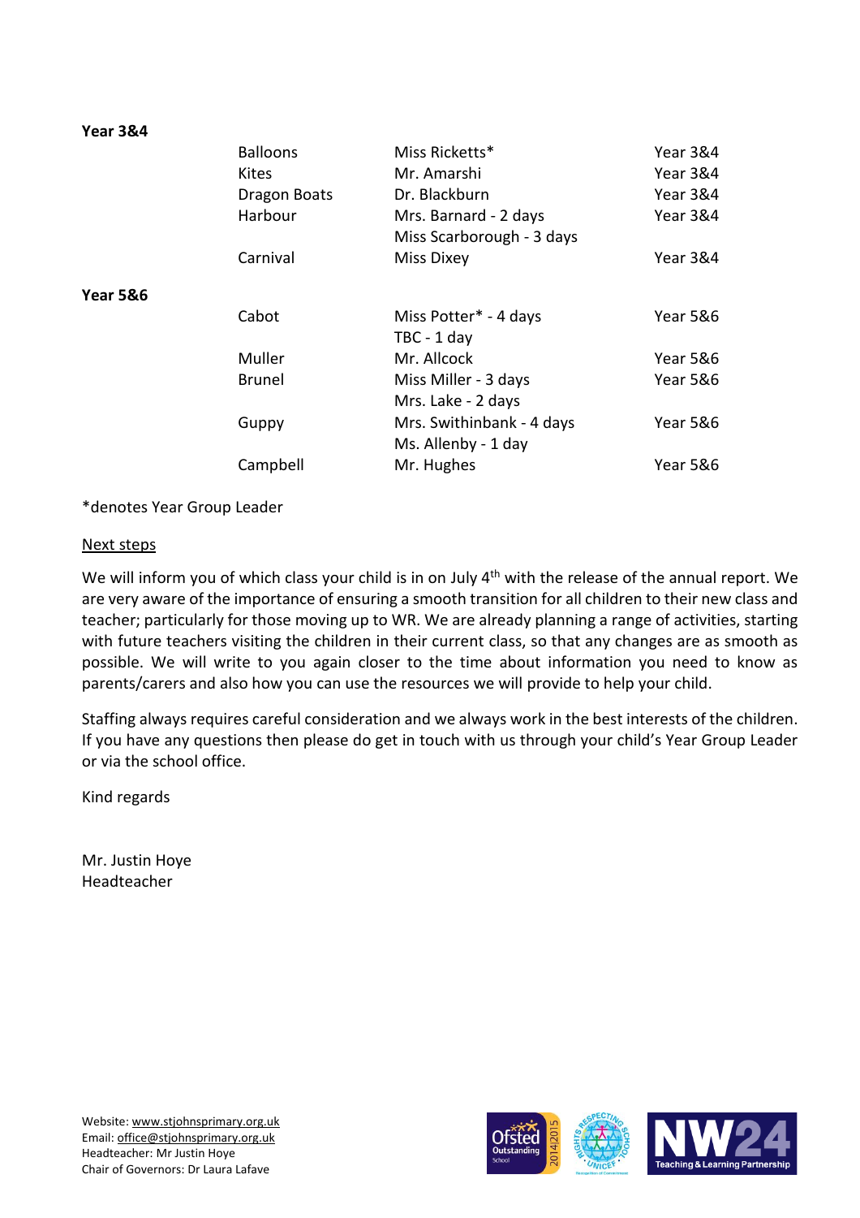| | | | |
|---|---|---|---|
| **Year 3&4** | | | |
| | Balloons | Miss Ricketts* | Year 3&4 |
| | Kites | Mr. Amarshi | Year 3&4 |
| | Dragon Boats | Dr. Blackburn | Year 3&4 |
| | Harbour | Mrs. Barnard - 2 days<br>Miss Scarborough - 3 days | Year 3&4 |
| | Carnival | Miss Dixey | Year 3&4 |
| **Year 5&6** | | | |
| | Cabot | Miss Potter* - 4 days<br>TBC - 1 day | Year 5&6 |
| | Muller | Mr. Allcock | Year 5&6 |
| | Brunel | Miss Miller - 3 days<br>Mrs. Lake - 2 days | Year 5&6 |
| | Guppy | Mrs. Swithinbank - 4 days<br>Ms. Allenby - 1 day | Year 5&6 |
| | Campbell | Mr. Hughes | Year 5&6 |

*denotes Year Group Leader

Next steps

We will inform you of which class your child is in on July 4th with the release of the annual report. We are very aware of the importance of ensuring a smooth transition for all children to their new class and teacher; particularly for those moving up to WR. We are already planning a range of activities, starting with future teachers visiting the children in their current class, so that any changes are as smooth as possible. We will write to you again closer to the time about information you need to know as parents/carers and also how you can use the resources we will provide to help your child.

Staffing always requires careful consideration and we always work in the best interests of the children. If you have any questions then please do get in touch with us through your child's Year Group Leader or via the school office.

Kind regards

Mr. Justin Hoye
Headteacher

Website: www.stjohnsprimary.org.uk
Email: office@stjohnsprimary.org.uk
Headteacher: Mr Justin Hoye
Chair of Governors: Dr Laura Lafave